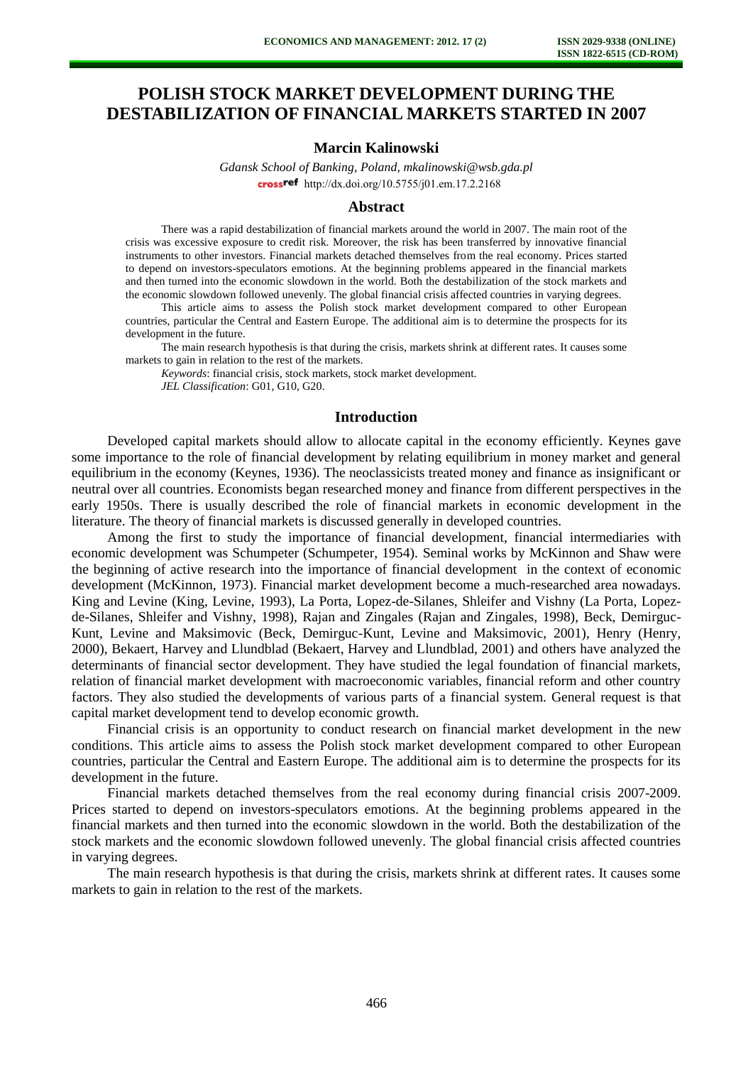# POLISH STOCK MARKET DEVELOPMENT DURING THE DESTABILIZATION OF FINANCIAL MARKETS STARTED IN 2007

**Marcin Kalinowski**

*Gdansk School of Banking, Poland, mkalinowski@wsb.gda.pl*

http://dx.doi.org/10.5755/j01.em.17.2.2168

## Abstract

There was a rapid destabilization of financial markets around the world in 2007. The main root of the crisis was excessive exposure to credit risk. Moreover, the risk has been transferred by innovative financial instruments to other investors. Financial markets detached themselves from the real economy. Prices started to depend on investors-speculators emotions. At the beginning problems appeared in the financial markets and then turned into the economic slowdown in the world. Both the destabilization of the stock markets and the economic slowdown followed unevenly. The global financial crisis affected countries in varying degrees.

This article aims to assess the Polish stock market development compared to other European countries, particular the Central and Eastern Europe. The additional aim is to determine the prospects for its development in the future.

The main research hypothesis is that during the crisis, markets shrink at different rates. It causes some markets to gain in relation to the rest of the markets.

*Keywords*: financial crisis, stock markets, stock market development.

*JEL Classification*: G01, G10, G20.

## Introduction

Developed capital markets should allow to allocate capital in the economy efficiently. Keynes gave some importance to the role of financial development by relating equilibrium in money market and general equilibrium in the economy (Keynes, 1936). The neoclassicists treated money and finance as insignificant or neutral over all countries. Economists began researched money and finance from different perspectives in the early 1950s. There is usually described the role of financial markets in economic development in the literature. The theory of financial markets is discussed generally in developed countries.

Among the first to study the importance of financial development, financial intermediaries with economic development was Schumpeter (Schumpeter, 1954). Seminal works by McKinnon and Shaw were the beginning of active research into the importance of financial development in the context of economic development (McKinnon, 1973). Financial market development become a much-researched area nowadays. King and Levine (King, Levine, 1993), La Porta, Lopez-de-Silanes, Shleifer and Vishny (La Porta, Lopez-de-Silanes, Shleifer and Vishny, 1998), Rajan and Zingales (Rajan and Zingales, 1998), Beck, Demirguc-Kunt, Levine and Maksimovic (Beck, Demirguc-Kunt, Levine and Maksimovic, 2001), Henry (Henry, 2000), Bekaert, Harvey and Llundblad (Bekaert, Harvey and Llundblad, 2001) and others have analyzed the determinants of financial sector development. They have studied the legal foundation of financial markets, relation of financial market development with macroeconomic variables, financial reform and other country factors. They also studied the developments of various parts of a financial system. General request is that capital market development tend to develop economic growth.

Financial crisis is an opportunity to conduct research on financial market development in the new conditions. This article aims to assess the Polish stock market development compared to other European countries, particular the Central and Eastern Europe. The additional aim is to determine the prospects for its development in the future.

Financial markets detached themselves from the real economy during financial crisis 2007-2009. Prices started to depend on investors-speculators emotions. At the beginning problems appeared in the financial markets and then turned into the economic slowdown in the world. Both the destabilization of the stock markets and the economic slowdown followed unevenly. The global financial crisis affected countries in varying degrees.

The main research hypothesis is that during the crisis, markets shrink at different rates. It causes some markets to gain in relation to the rest of the markets.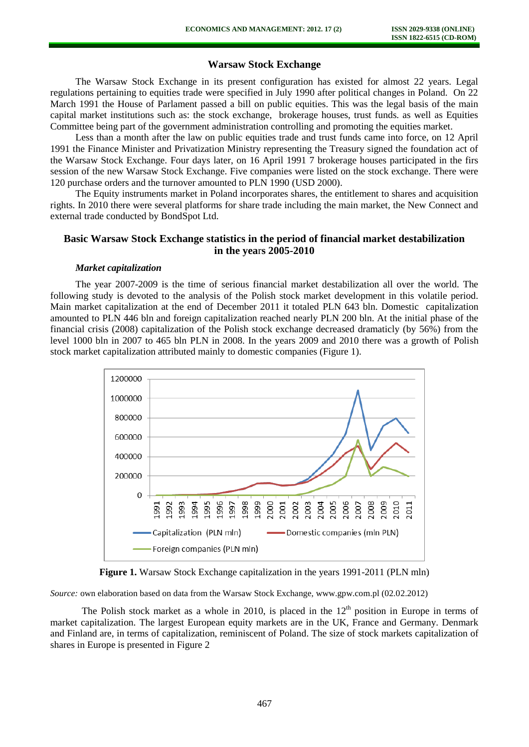## Warsaw Stock Exchange

The Warsaw Stock Exchange in its present configuration has existed for almost 22 years. Legal regulations pertaining to equities trade were specified in July 1990 after political changes in Poland. On 22 March 1991 the House of Parlament passed a bill on public equities. This was the legal basis of the main capital market institutions such as: the stock exchange, brokerage houses, trust funds. as well as Equities Committee being part of the government administration controlling and promoting the equities market.

Less than a month after the law on public equities trade and trust funds came into force, on 12 April 1991 the Finance Minister and Privatization Ministry representing the Treasury signed the foundation act of the Warsaw Stock Exchange. Four days later, on 16 April 1991 7 brokerage houses participated in the firs session of the new Warsaw Stock Exchange. Five companies were listed on the stock exchange. There were 120 purchase orders and the turnover amounted to PLN 1990 (USD 2000).

The Equity instruments market in Poland incorporates shares, the entitlement to shares and acquisition rights. In 2010 there were several platforms for share trade including the main market, the New Connect and external trade conducted by BondSpot Ltd.

## Basic Warsaw Stock Exchange statistics in the period of financial market destabilization in the years 2005-2010

### *Market capitalization*

The year 2007-2009 is the time of serious financial market destabilization all over the world. The following study is devoted to the analysis of the Polish stock market development in this volatile period. Main market capitalization at the end of December 2011 it totaled PLN 643 bln. Domestic capitalization amounted to PLN 446 bln and foreign capitalization reached nearly PLN 200 bln. At the initial phase of the financial crisis (2008) capitalization of the Polish stock exchange decreased dramaticly (by 56%) from the level 1000 bln in 2007 to 465 bln PLN in 2008. In the years 2009 and 2010 there was a growth of Polish stock market capitalization attributed mainly to domestic companies (Figure 1).

**Figure 1.** Warsaw Stock Exchange capitalization in the years 1991-2011 (PLN mln)

*Source:* own elaboration based on data from the Warsaw Stock Exchange, www.gpw.com.pl (02.02.2012)

The Polish stock market as a whole in 2010, is placed in the 12[th] position in Europe in terms of market capitalization. The largest European equity markets are in the UK, France and Germany. Denmark and Finland are, in terms of capitalization, reminiscent of Poland. The size of stock markets capitalization of shares in Europe is presented in Figure 2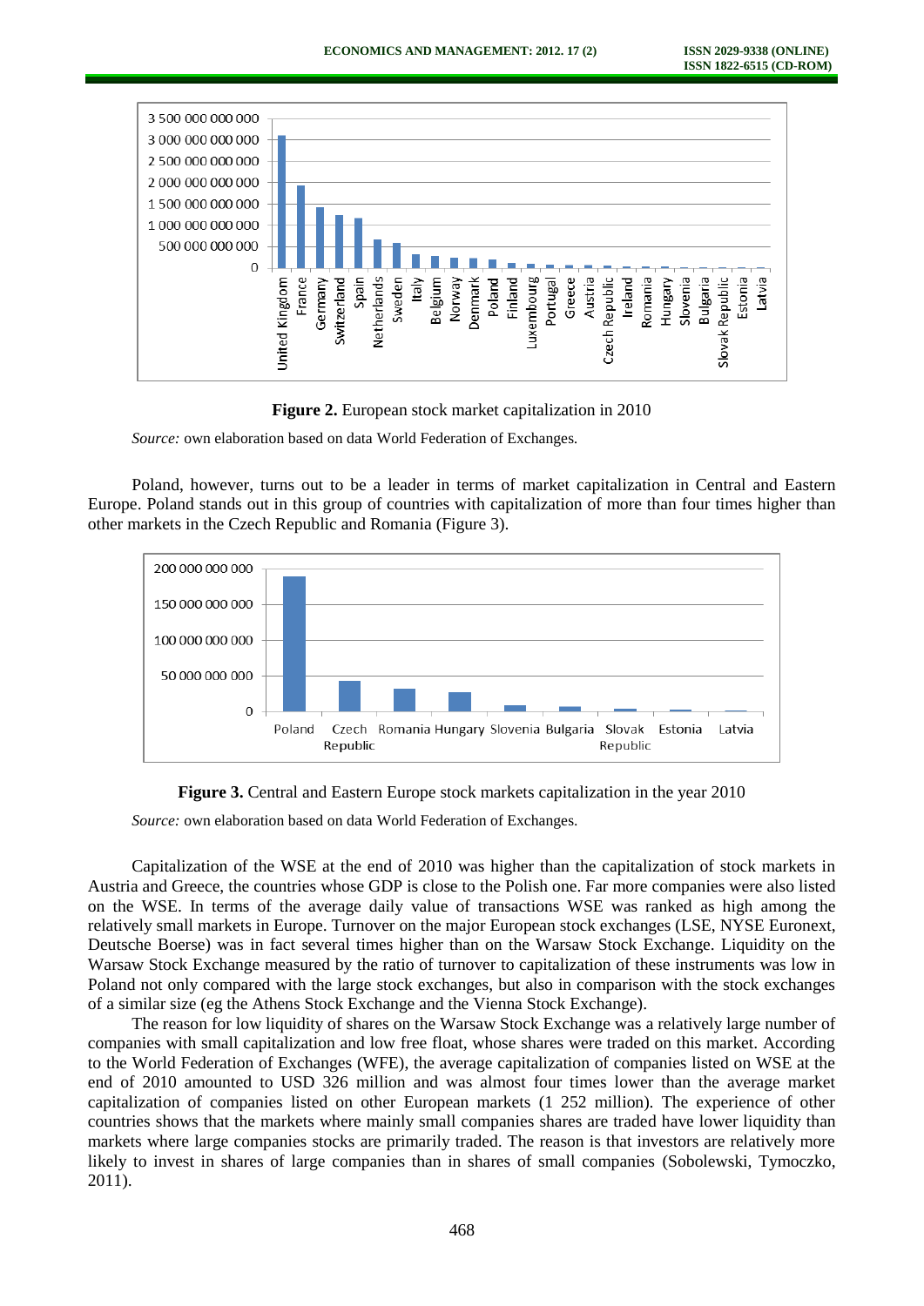**Figure 2.** European stock market capitalization in 2010

*Source:* own elaboration based on data World Federation of Exchanges.

Poland, however, turns out to be a leader in terms of market capitalization in Central and Eastern Europe. Poland stands out in this group of countries with capitalization of more than four times higher than other markets in the Czech Republic and Romania (Figure 3).

**Figure 3.** Central and Eastern Europe stock markets capitalization in the year 2010

*Source:* own elaboration based on data World Federation of Exchanges.

Capitalization of the WSE at the end of 2010 was higher than the capitalization of stock markets in Austria and Greece, the countries whose GDP is close to the Polish one. Far more companies were also listed on the WSE. In terms of the average daily value of transactions WSE was ranked as high among the relatively small markets in Europe. Turnover on the major European stock exchanges (LSE, NYSE Euronext, Deutsche Boerse) was in fact several times higher than on the Warsaw Stock Exchange. Liquidity on the Warsaw Stock Exchange measured by the ratio of turnover to capitalization of these instruments was low in Poland not only compared with the large stock exchanges, but also in comparison with the stock exchanges of a similar size (eg the Athens Stock Exchange and the Vienna Stock Exchange).

The reason for low liquidity of shares on the Warsaw Stock Exchange was a relatively large number of companies with small capitalization and low free float, whose shares were traded on this market. According to the World Federation of Exchanges (WFE), the average capitalization of companies listed on WSE at the end of 2010 amounted to USD 326 million and was almost four times lower than the average market capitalization of companies listed on other European markets (1 252 million). The experience of other countries shows that the markets where mainly small companies shares are traded have lower liquidity than markets where large companies stocks are primarily traded. The reason is that investors are relatively more likely to invest in shares of large companies than in shares of small companies (Sobolewski, Tymoczko, 2011).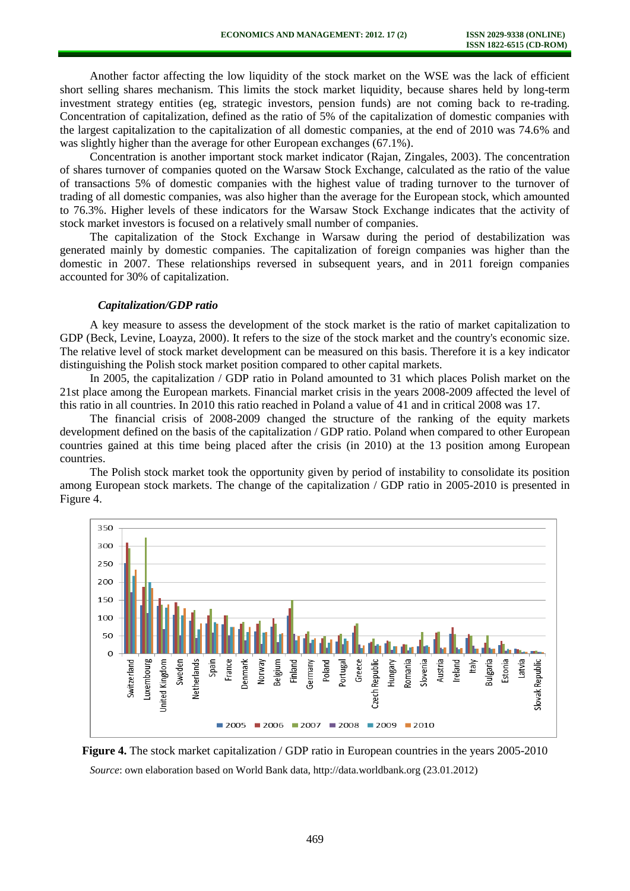Another factor affecting the low liquidity of the stock market on the WSE was the lack of efficient short selling shares mechanism. This limits the stock market liquidity, because shares held by long-term investment strategy entities (eg, strategic investors, pension funds) are not coming back to re-trading. Concentration of capitalization, defined as the ratio of 5% of the capitalization of domestic companies with the largest capitalization to the capitalization of all domestic companies, at the end of 2010 was 74.6% and was slightly higher than the average for other European exchanges (67.1%).

Concentration is another important stock market indicator (Rajan, Zingales, 2003). The concentration of shares turnover of companies quoted on the Warsaw Stock Exchange, calculated as the ratio of the value of transactions 5% of domestic companies with the highest value of trading turnover to the turnover of trading of all domestic companies, was also higher than the average for the European stock, which amounted to 76.3%. Higher levels of these indicators for the Warsaw Stock Exchange indicates that the activity of stock market investors is focused on a relatively small number of companies.

The capitalization of the Stock Exchange in Warsaw during the period of destabilization was generated mainly by domestic companies. The capitalization of foreign companies was higher than the domestic in 2007. These relationships reversed in subsequent years, and in 2011 foreign companies accounted for 30% of capitalization.

### *Capitalization/GDP ratio*

A key measure to assess the development of the stock market is the ratio of market capitalization to GDP (Beck, Levine, Loayza, 2000). It refers to the size of the stock market and the country's economic size. The relative level of stock market development can be measured on this basis. Therefore it is a key indicator distinguishing the Polish stock market position compared to other capital markets.

In 2005, the capitalization / GDP ratio in Poland amounted to 31 which places Polish market on the 21st place among the European markets. Financial market crisis in the years 2008-2009 affected the level of this ratio in all countries. In 2010 this ratio reached in Poland a value of 41 and in critical 2008 was 17.

The financial crisis of 2008-2009 changed the structure of the ranking of the equity markets development defined on the basis of the capitalization / GDP ratio. Poland when compared to other European countries gained at this time being placed after the crisis (in 2010) at the 13 position among European countries.

The Polish stock market took the opportunity given by period of instability to consolidate its position among European stock markets. The change of the capitalization / GDP ratio in 2005-2010 is presented in Figure 4.

**Figure 4.** The stock market capitalization / GDP ratio in European countries in the years 2005-2010

*Source*: own elaboration based on World Bank data, http://data.worldbank.org (23.01.2012)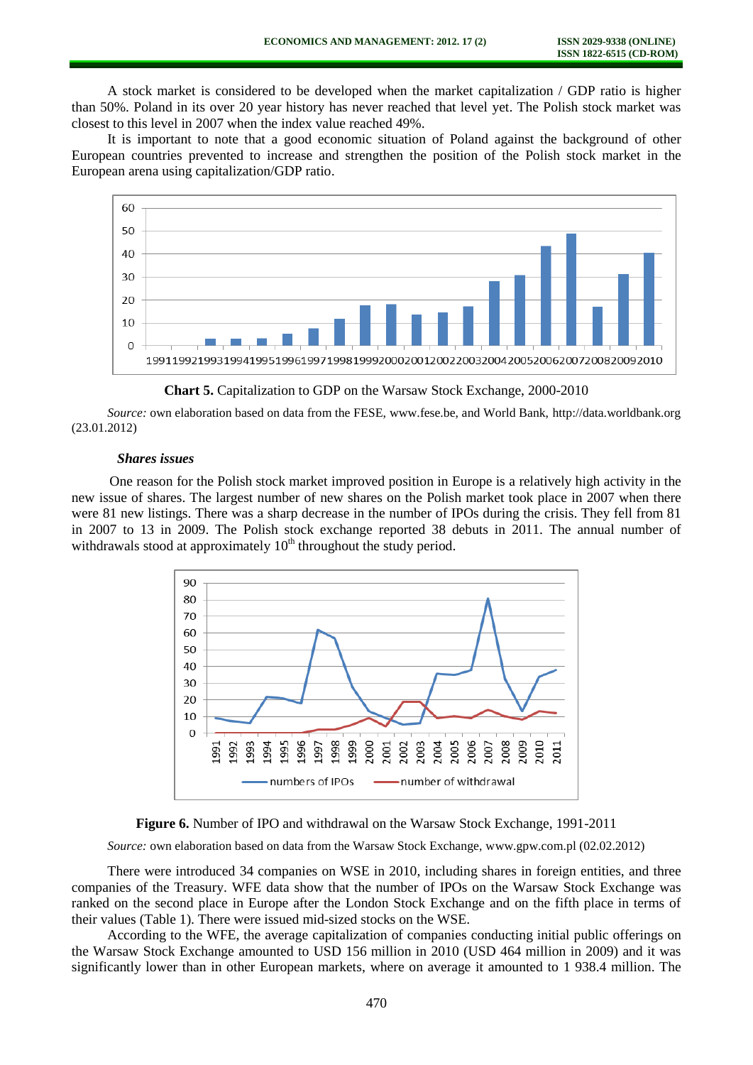A stock market is considered to be developed when the market capitalization / GDP ratio is higher than 50%. Poland in its over 20 year history has never reached that level yet. The Polish stock market was closest to this level in 2007 when the index value reached 49%.

It is important to note that a good economic situation of Poland against the background of other European countries prevented to increase and strengthen the position of the Polish stock market in the European arena using capitalization/GDP ratio.

**Chart 5.** Capitalization to GDP on the Warsaw Stock Exchange, 2000-2010

*Source:* own elaboration based on data from the FESE, www.fese.be, and World Bank, http://data.worldbank.org (23.01.2012)

***Shares issues***

One reason for the Polish stock market improved position in Europe is a relatively high activity in the new issue of shares. The largest number of new shares on the Polish market took place in 2007 when there were 81 new listings. There was a sharp decrease in the number of IPOs during the crisis. They fell from 81 in 2007 to 13 in 2009. The Polish stock exchange reported 38 debuts in 2011. The annual number of withdrawals stood at approximately 10[th] throughout the study period.

**Figure 6.** Number of IPO and withdrawal on the Warsaw Stock Exchange, 1991-2011

*Source:* own elaboration based on data from the Warsaw Stock Exchange, www.gpw.com.pl (02.02.2012)

There were introduced 34 companies on WSE in 2010, including shares in foreign entities, and three companies of the Treasury. WFE data show that the number of IPOs on the Warsaw Stock Exchange was ranked on the second place in Europe after the London Stock Exchange and on the fifth place in terms of their values (Table 1). There were issued mid-sized stocks on the WSE.

According to the WFE, the average capitalization of companies conducting initial public offerings on the Warsaw Stock Exchange amounted to USD 156 million in 2010 (USD 464 million in 2009) and it was significantly lower than in other European markets, where on average it amounted to 1 938.4 million. The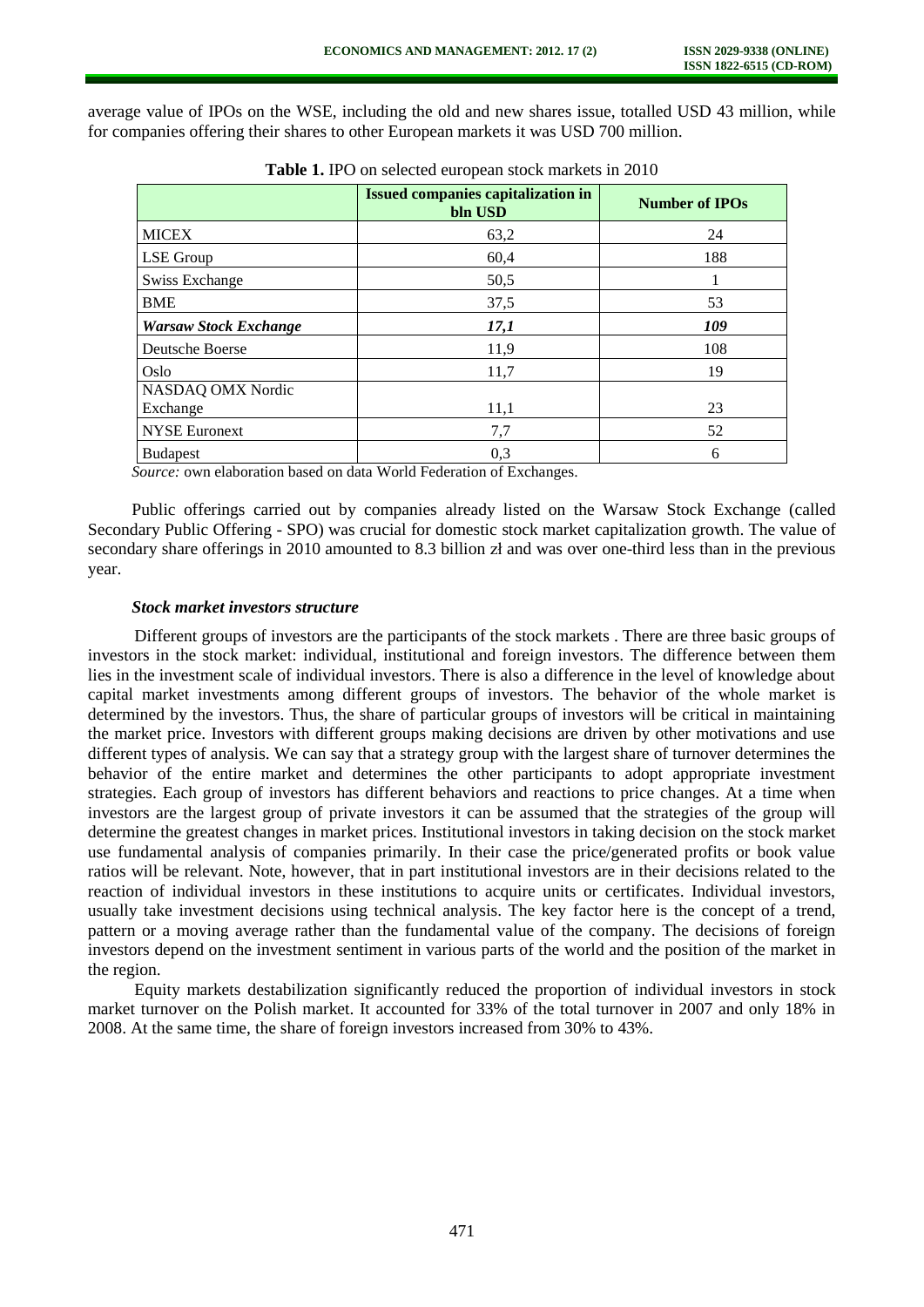average value of IPOs on the WSE, including the old and new shares issue, totalled USD 43 million, while for companies offering their shares to other European markets it was USD 700 million.

**Table 1.** IPO on selected european stock markets in 2010

| | **Issued companies capitalization in bln USD** | **Number of IPOs** |
|---|---|---|
| MICEX | 63,2 | 24 |
| LSE Group | 60,4 | 188 |
| Swiss Exchange | 50,5 | 1 |
| BME | 37,5 | 53 |
| ***Warsaw Stock Exchange*** | ***17,1*** | ***109*** |
| Deutsche Boerse | 11,9 | 108 |
| Oslo | 11,7 | 19 |
| NASDAQ OMX Nordic Exchange | 11,1 | 23 |
| NYSE Euronext | 7,7 | 52 |
| Budapest | 0,3 | 6 |

*Source:* own elaboration based on data World Federation of Exchanges.

Public offerings carried out by companies already listed on the Warsaw Stock Exchange (called Secondary Public Offering - SPO) was crucial for domestic stock market capitalization growth. The value of secondary share offerings in 2010 amounted to 8.3 billion zł and was over one-third less than in the previous year.

***Stock market investors structure***

Different groups of investors are the participants of the stock markets . There are three basic groups of investors in the stock market: individual, institutional and foreign investors. The difference between them lies in the investment scale of individual investors. There is also a difference in the level of knowledge about capital market investments among different groups of investors. The behavior of the whole market is determined by the investors. Thus, the share of particular groups of investors will be critical in maintaining the market price. Investors with different groups making decisions are driven by other motivations and use different types of analysis. We can say that a strategy group with the largest share of turnover determines the behavior of the entire market and determines the other participants to adopt appropriate investment strategies. Each group of investors has different behaviors and reactions to price changes. At a time when investors are the largest group of private investors it can be assumed that the strategies of the group will determine the greatest changes in market prices. Institutional investors in taking decision on the stock market use fundamental analysis of companies primarily. In their case the price/generated profits or book value ratios will be relevant. Note, however, that in part institutional investors are in their decisions related to the reaction of individual investors in these institutions to acquire units or certificates. Individual investors, usually take investment decisions using technical analysis. The key factor here is the concept of a trend, pattern or a moving average rather than the fundamental value of the company. The decisions of foreign investors depend on the investment sentiment in various parts of the world and the position of the market in the region.

Equity markets destabilization significantly reduced the proportion of individual investors in stock market turnover on the Polish market. It accounted for 33% of the total turnover in 2007 and only 18% in 2008. At the same time, the share of foreign investors increased from 30% to 43%.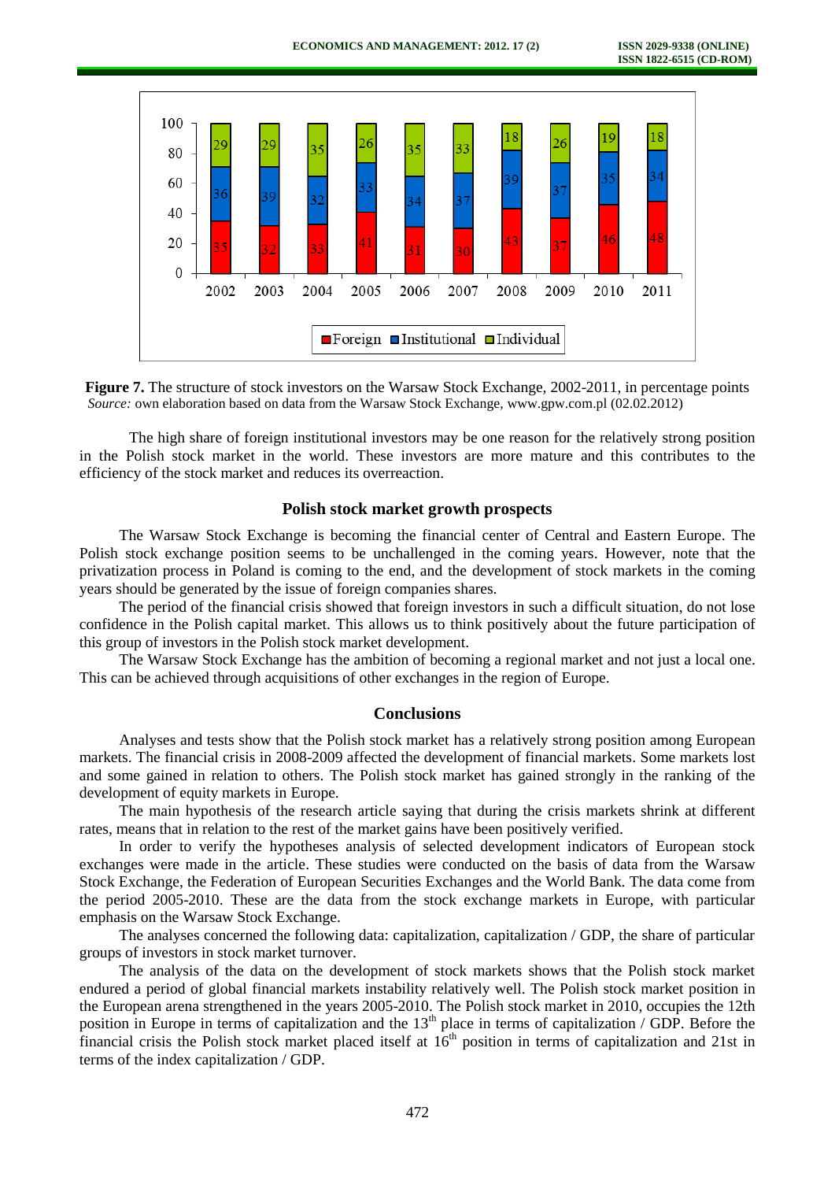**Figure 7.** The structure of stock investors on the Warsaw Stock Exchange, 2002-2011, in percentage points
*Source:* own elaboration based on data from the Warsaw Stock Exchange, www.gpw.com.pl (02.02.2012)

The high share of foreign institutional investors may be one reason for the relatively strong position in the Polish stock market in the world. These investors are more mature and this contributes to the efficiency of the stock market and reduces its overreaction.

## Polish stock market growth prospects

The Warsaw Stock Exchange is becoming the financial center of Central and Eastern Europe. The Polish stock exchange position seems to be unchallenged in the coming years. However, note that the privatization process in Poland is coming to the end, and the development of stock markets in the coming years should be generated by the issue of foreign companies shares.

The period of the financial crisis showed that foreign investors in such a difficult situation, do not lose confidence in the Polish capital market. This allows us to think positively about the future participation of this group of investors in the Polish stock market development.

The Warsaw Stock Exchange has the ambition of becoming a regional market and not just a local one. This can be achieved through acquisitions of other exchanges in the region of Europe.

## Conclusions

Analyses and tests show that the Polish stock market has a relatively strong position among European markets. The financial crisis in 2008-2009 affected the development of financial markets. Some markets lost and some gained in relation to others. The Polish stock market has gained strongly in the ranking of the development of equity markets in Europe.

The main hypothesis of the research article saying that during the crisis markets shrink at different rates, means that in relation to the rest of the market gains have been positively verified.

In order to verify the hypotheses analysis of selected development indicators of European stock exchanges were made in the article. These studies were conducted on the basis of data from the Warsaw Stock Exchange, the Federation of European Securities Exchanges and the World Bank. The data come from the period 2005-2010. These are the data from the stock exchange markets in Europe, with particular emphasis on the Warsaw Stock Exchange.

The analyses concerned the following data: capitalization, capitalization / GDP, the share of particular groups of investors in stock market turnover.

The analysis of the data on the development of stock markets shows that the Polish stock market endured a period of global financial markets instability relatively well. The Polish stock market position in the European arena strengthened in the years 2005-2010. The Polish stock market in 2010, occupies the 12th position in Europe in terms of capitalization and the 13th place in terms of capitalization / GDP. Before the financial crisis the Polish stock market placed itself at 16th position in terms of capitalization and 21st in terms of the index capitalization / GDP.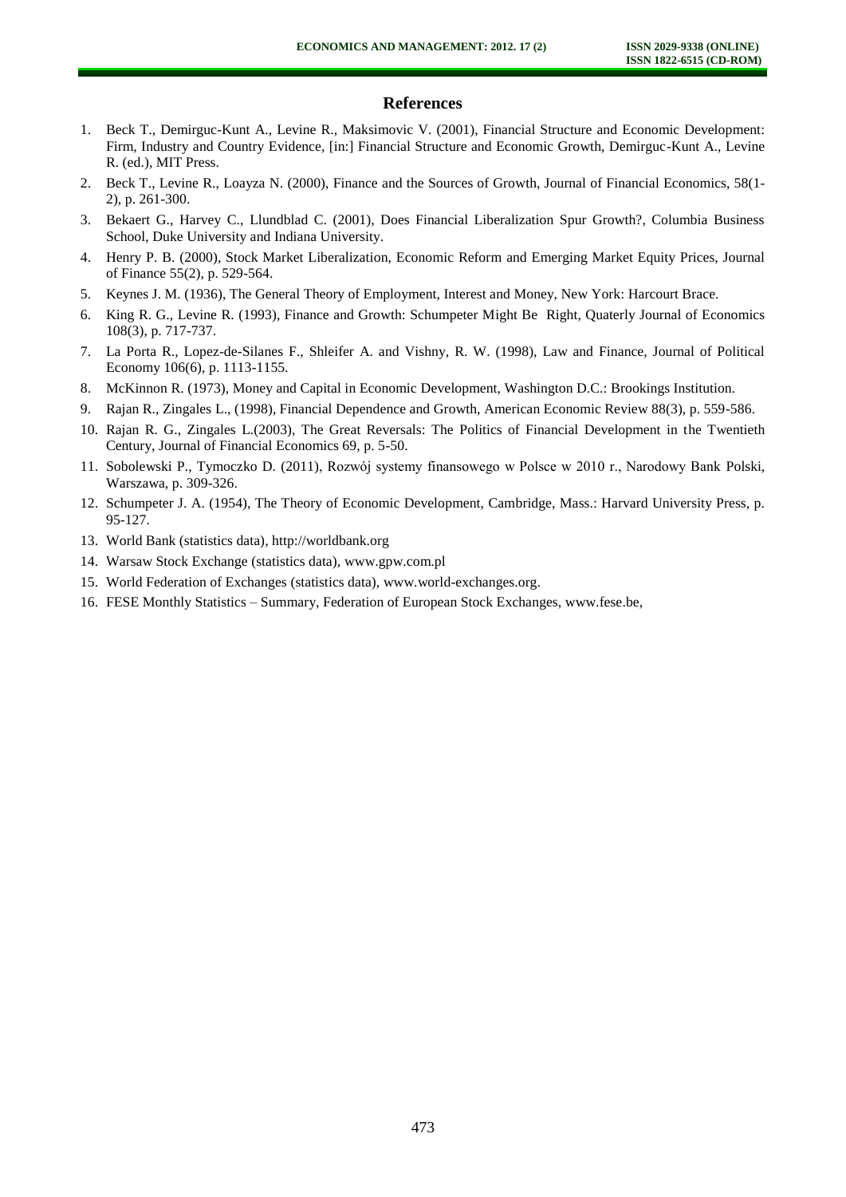## References

1. Beck T., Demirguc-Kunt A., Levine R., Maksimovic V. (2001), Financial Structure and Economic Development: Firm, Industry and Country Evidence, [in:] Financial Structure and Economic Growth, Demirguc-Kunt A., Levine R. (ed.), MIT Press.
2. Beck T., Levine R., Loayza N. (2000), Finance and the Sources of Growth, Journal of Financial Economics, 58(1-2), p. 261-300.
3. Bekaert G., Harvey C., Llundblad C. (2001), Does Financial Liberalization Spur Growth?, Columbia Business School, Duke University and Indiana University.
4. Henry P. B. (2000), Stock Market Liberalization, Economic Reform and Emerging Market Equity Prices, Journal of Finance 55(2), p. 529-564.
5. Keynes J. M. (1936), The General Theory of Employment, Interest and Money, New York: Harcourt Brace.
6. King R. G., Levine R. (1993), Finance and Growth: Schumpeter Might Be Right, Quaterly Journal of Economics 108(3), p. 717-737.
7. La Porta R., Lopez-de-Silanes F., Shleifer A. and Vishny, R. W. (1998), Law and Finance, Journal of Political Economy 106(6), p. 1113-1155.
8. McKinnon R. (1973), Money and Capital in Economic Development, Washington D.C.: Brookings Institution.
9. Rajan R., Zingales L., (1998), Financial Dependence and Growth, American Economic Review 88(3), p. 559-586.
10. Rajan R. G., Zingales L.(2003), The Great Reversals: The Politics of Financial Development in the Twentieth Century, Journal of Financial Economics 69, p. 5-50.
11. Sobolewski P., Tymoczko D. (2011), Rozwój systemy finansowego w Polsce w 2010 r., Narodowy Bank Polski, Warszawa, p. 309-326.
12. Schumpeter J. A. (1954), The Theory of Economic Development, Cambridge, Mass.: Harvard University Press, p. 95-127.
13. World Bank (statistics data), http://worldbank.org
14. Warsaw Stock Exchange (statistics data), www.gpw.com.pl
15. World Federation of Exchanges (statistics data), www.world-exchanges.org.
16. FESE Monthly Statistics – Summary, Federation of European Stock Exchanges, www.fese.be,